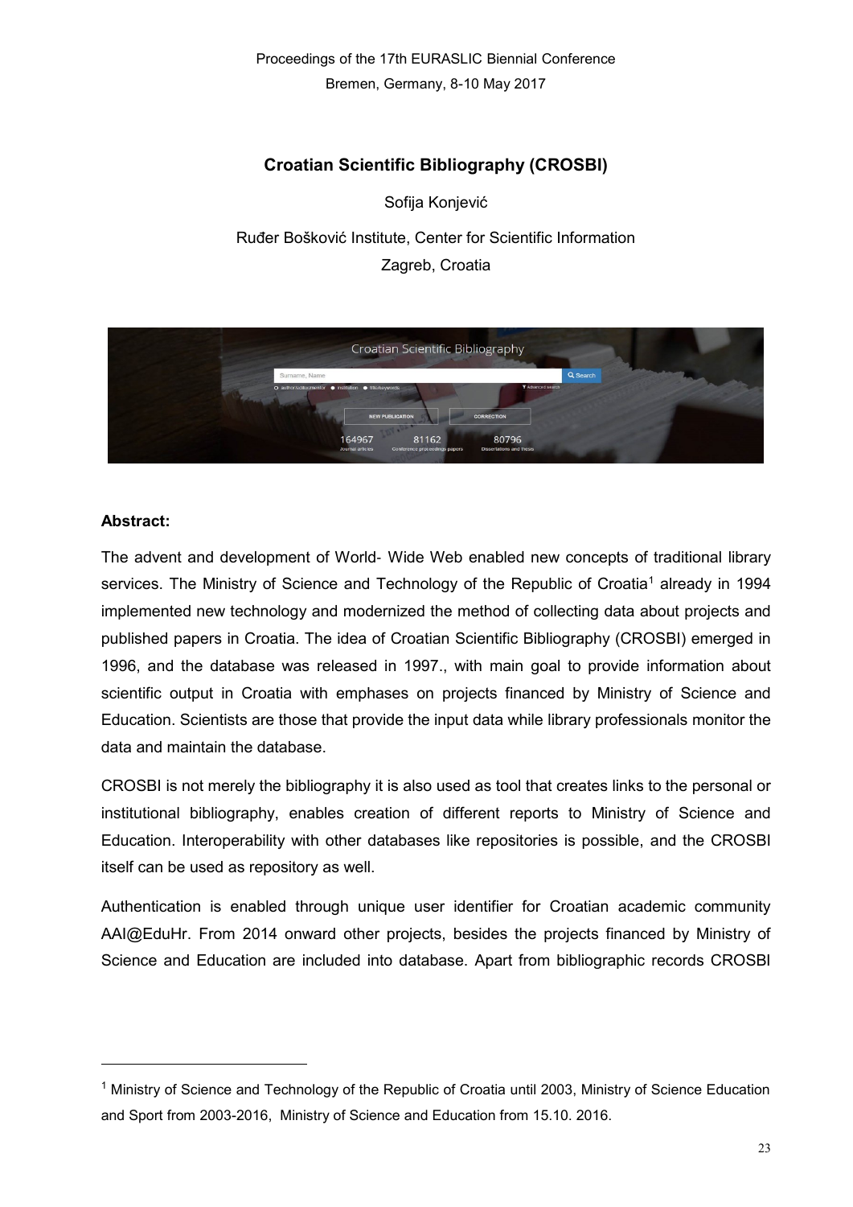# Croatian Scientific Bibliography (CROSBI)

Sofija Konjević

Ruđer Bošković Institute, Center for Scientific Information

Zagreb, Croatia

**Abstract:**

The advent and development of World- Wide Web enabled new concepts of traditional library services. The Ministry of Science and Technology of the Republic of Croatia[1] already in 1994 implemented new technology and modernized the method of collecting data about projects and published papers in Croatia. The idea of Croatian Scientific Bibliography (CROSBI) emerged in 1996, and the database was released in 1997., with main goal to provide information about scientific output in Croatia with emphases on projects financed by Ministry of Science and Education. Scientists are those that provide the input data while library professionals monitor the data and maintain the database.

CROSBI is not merely the bibliography it is also used as tool that creates links to the personal or institutional bibliography, enables creation of different reports to Ministry of Science and Education. Interoperability with other databases like repositories is possible, and the CROSBI itself can be used as repository as well.

Authentication is enabled through unique user identifier for Croatian academic community AAI@EduHr. From 2014 onward other projects, besides the projects financed by Ministry of Science and Education are included into database. Apart from bibliographic records CROSBI

[1] Ministry of Science and Technology of the Republic of Croatia until 2003, Ministry of Science Education and Sport from 2003-2016, Ministry of Science and Education from 15.10. 2016.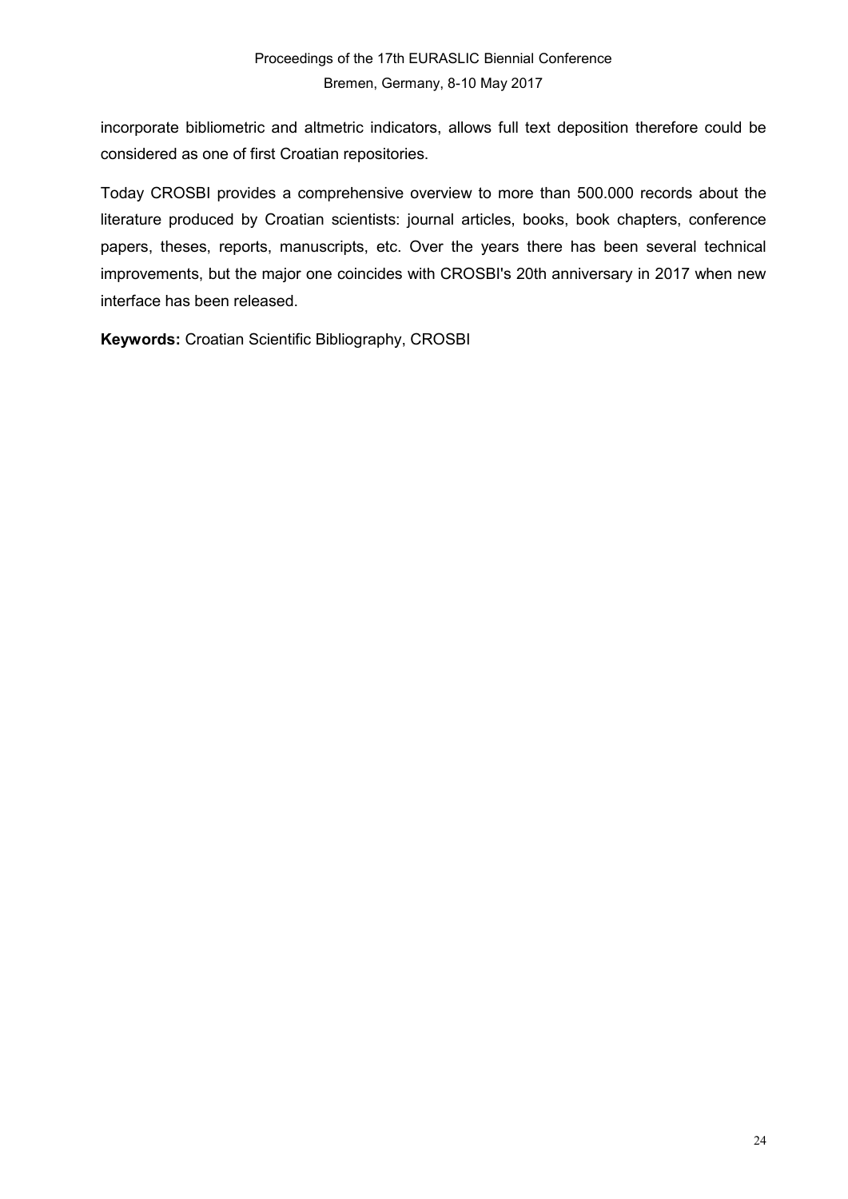incorporate bibliometric and altmetric indicators, allows full text deposition therefore could be considered as one of first Croatian repositories.

Today CROSBI provides a comprehensive overview to more than 500.000 records about the literature produced by Croatian scientists: journal articles, books, book chapters, conference papers, theses, reports, manuscripts, etc. Over the years there has been several technical improvements, but the major one coincides with CROSBI's 20th anniversary in 2017 when new interface has been released.

**Keywords:** Croatian Scientific Bibliography, CROSBI